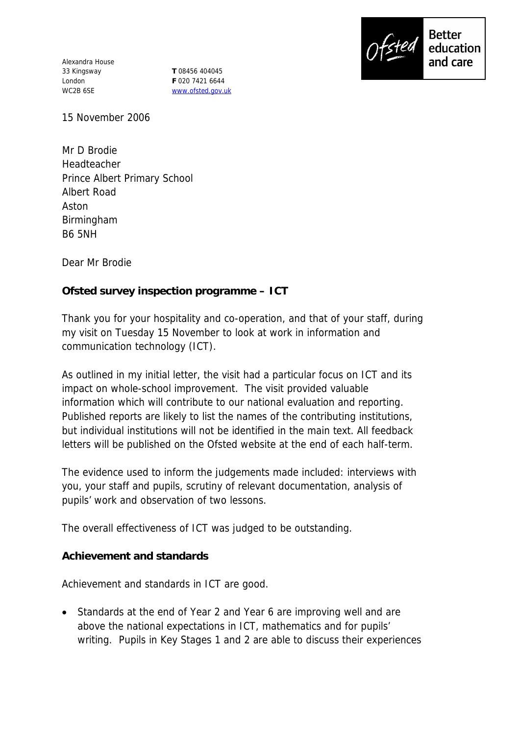Alexandra House
33 Kingsway
London
WC2B 6SE

**T** 08456 404045
**F** 020 7421 6644
www.ofsted.gov.uk

Ofsted Better education and care

15 November 2006

Mr D Brodie
Headteacher
Prince Albert Primary School
Albert Road
Aston
Birmingham
B6 5NH

Dear Mr Brodie

**Ofsted survey inspection programme – ICT**

Thank you for your hospitality and co-operation, and that of your staff, during my visit on Tuesday 15 November to look at work in information and communication technology (ICT).

As outlined in my initial letter, the visit had a particular focus on ICT and its impact on whole-school improvement. The visit provided valuable information which will contribute to our national evaluation and reporting. Published reports are likely to list the names of the contributing institutions, but individual institutions will not be identified in the main text. All feedback letters will be published on the Ofsted website at the end of each half-term.

The evidence used to inform the judgements made included: interviews with you, your staff and pupils, scrutiny of relevant documentation, analysis of pupils' work and observation of two lessons.

The overall effectiveness of ICT was judged to be outstanding.

**Achievement and standards**

Achievement and standards in ICT are good.

- Standards at the end of Year 2 and Year 6 are improving well and are above the national expectations in ICT, mathematics and for pupils' writing. Pupils in Key Stages 1 and 2 are able to discuss their experiences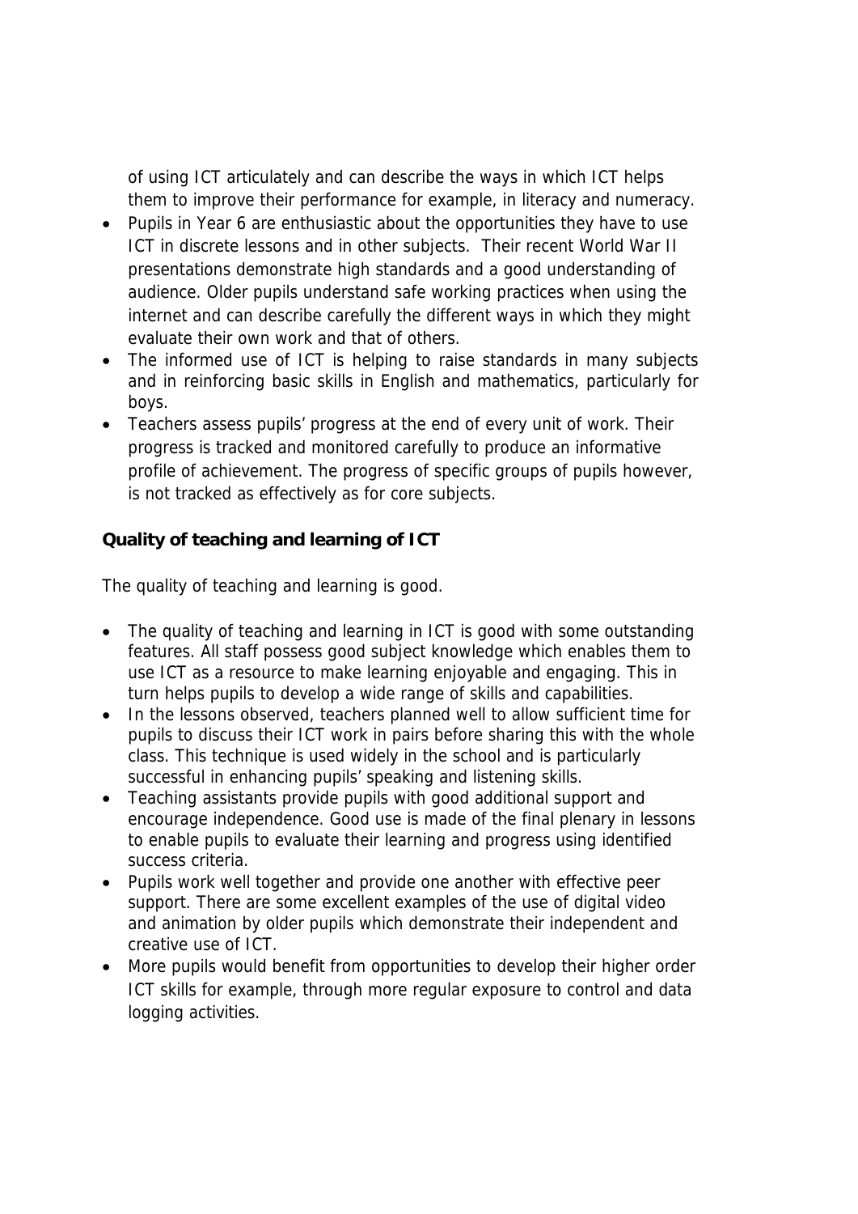of using ICT articulately and can describe the ways in which ICT helps them to improve their performance for example, in literacy and numeracy.

- Pupils in Year 6 are enthusiastic about the opportunities they have to use ICT in discrete lessons and in other subjects. Their recent World War II presentations demonstrate high standards and a good understanding of audience. Older pupils understand safe working practices when using the internet and can describe carefully the different ways in which they might evaluate their own work and that of others.
- The informed use of ICT is helping to raise standards in many subjects and in reinforcing basic skills in English and mathematics, particularly for boys.
- Teachers assess pupils' progress at the end of every unit of work. Their progress is tracked and monitored carefully to produce an informative profile of achievement. The progress of specific groups of pupils however, is not tracked as effectively as for core subjects.

**Quality of teaching and learning of ICT**

The quality of teaching and learning is good.

- The quality of teaching and learning in ICT is good with some outstanding features. All staff possess good subject knowledge which enables them to use ICT as a resource to make learning enjoyable and engaging. This in turn helps pupils to develop a wide range of skills and capabilities.
- In the lessons observed, teachers planned well to allow sufficient time for pupils to discuss their ICT work in pairs before sharing this with the whole class. This technique is used widely in the school and is particularly successful in enhancing pupils' speaking and listening skills.
- Teaching assistants provide pupils with good additional support and encourage independence. Good use is made of the final plenary in lessons to enable pupils to evaluate their learning and progress using identified success criteria.
- Pupils work well together and provide one another with effective peer support. There are some excellent examples of the use of digital video and animation by older pupils which demonstrate their independent and creative use of ICT.
- More pupils would benefit from opportunities to develop their higher order ICT skills for example, through more regular exposure to control and data logging activities.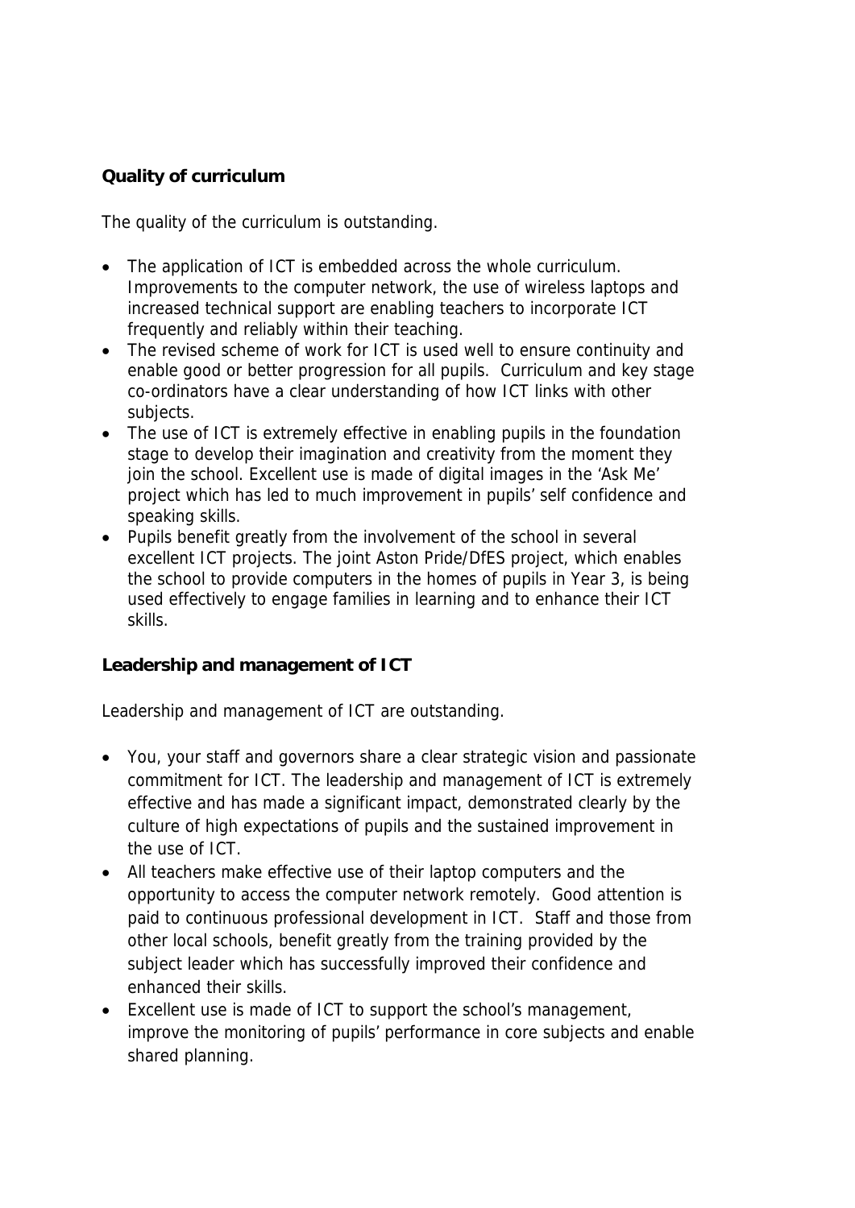## Quality of curriculum

The quality of the curriculum is outstanding.

- The application of ICT is embedded across the whole curriculum. Improvements to the computer network, the use of wireless laptops and increased technical support are enabling teachers to incorporate ICT frequently and reliably within their teaching.
- The revised scheme of work for ICT is used well to ensure continuity and enable good or better progression for all pupils. Curriculum and key stage co-ordinators have a clear understanding of how ICT links with other subjects.
- The use of ICT is extremely effective in enabling pupils in the foundation stage to develop their imagination and creativity from the moment they join the school. Excellent use is made of digital images in the 'Ask Me' project which has led to much improvement in pupils' self confidence and speaking skills.
- Pupils benefit greatly from the involvement of the school in several excellent ICT projects. The joint Aston Pride/DfES project, which enables the school to provide computers in the homes of pupils in Year 3, is being used effectively to engage families in learning and to enhance their ICT skills.

## Leadership and management of ICT

Leadership and management of ICT are outstanding.

- You, your staff and governors share a clear strategic vision and passionate commitment for ICT. The leadership and management of ICT is extremely effective and has made a significant impact, demonstrated clearly by the culture of high expectations of pupils and the sustained improvement in the use of ICT.
- All teachers make effective use of their laptop computers and the opportunity to access the computer network remotely. Good attention is paid to continuous professional development in ICT. Staff and those from other local schools, benefit greatly from the training provided by the subject leader which has successfully improved their confidence and enhanced their skills.
- Excellent use is made of ICT to support the school's management, improve the monitoring of pupils' performance in core subjects and enable shared planning.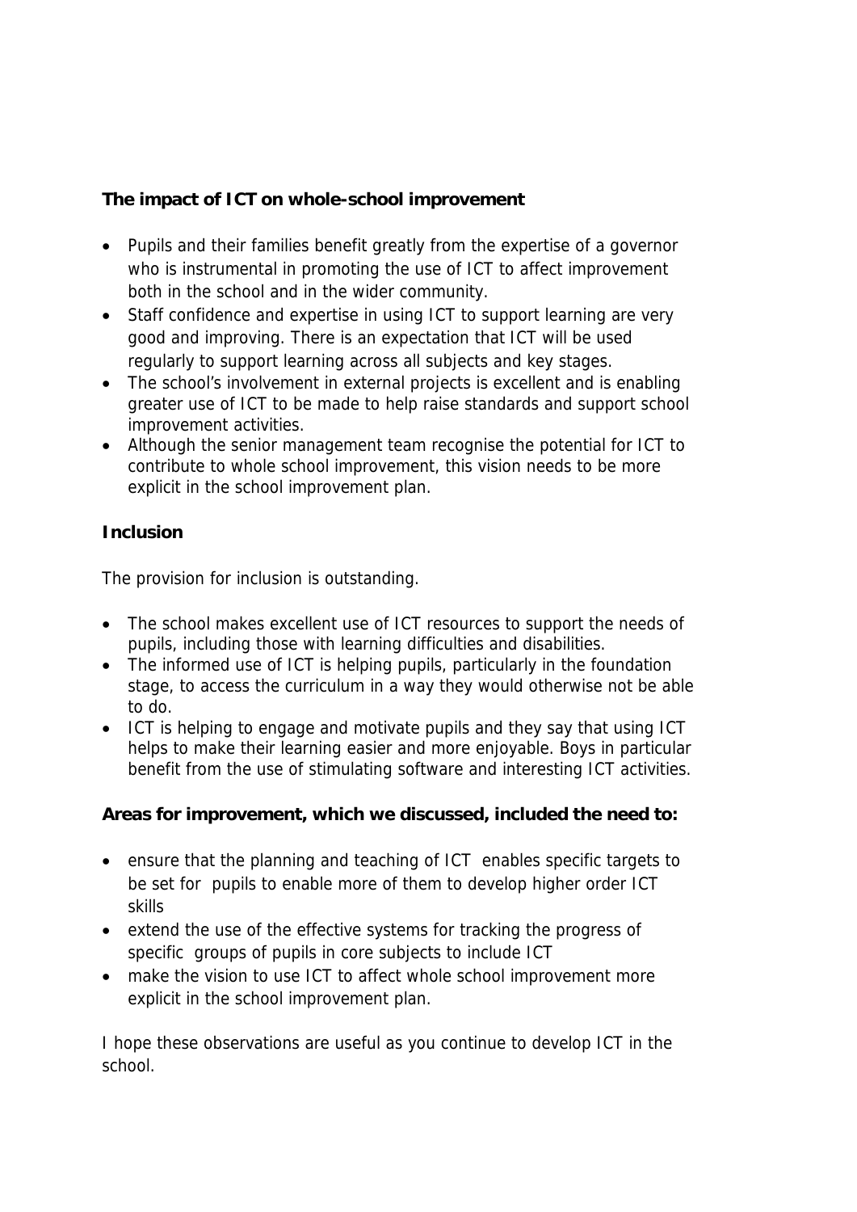**The impact of ICT on whole-school improvement**

- Pupils and their families benefit greatly from the expertise of a governor who is instrumental in promoting the use of ICT to affect improvement both in the school and in the wider community.
- Staff confidence and expertise in using ICT to support learning are very good and improving. There is an expectation that ICT will be used regularly to support learning across all subjects and key stages.
- The school's involvement in external projects is excellent and is enabling greater use of ICT to be made to help raise standards and support school improvement activities.
- Although the senior management team recognise the potential for ICT to contribute to whole school improvement, this vision needs to be more explicit in the school improvement plan.

**Inclusion**

The provision for inclusion is outstanding.

- The school makes excellent use of ICT resources to support the needs of pupils, including those with learning difficulties and disabilities.
- The informed use of ICT is helping pupils, particularly in the foundation stage, to access the curriculum in a way they would otherwise not be able to do.
- ICT is helping to engage and motivate pupils and they say that using ICT helps to make their learning easier and more enjoyable. Boys in particular benefit from the use of stimulating software and interesting ICT activities.

**Areas for improvement, which we discussed, included the need to:**

- ensure that the planning and teaching of ICT enables specific targets to be set for pupils to enable more of them to develop higher order ICT skills
- extend the use of the effective systems for tracking the progress of specific groups of pupils in core subjects to include ICT
- make the vision to use ICT to affect whole school improvement more explicit in the school improvement plan.

I hope these observations are useful as you continue to develop ICT in the school.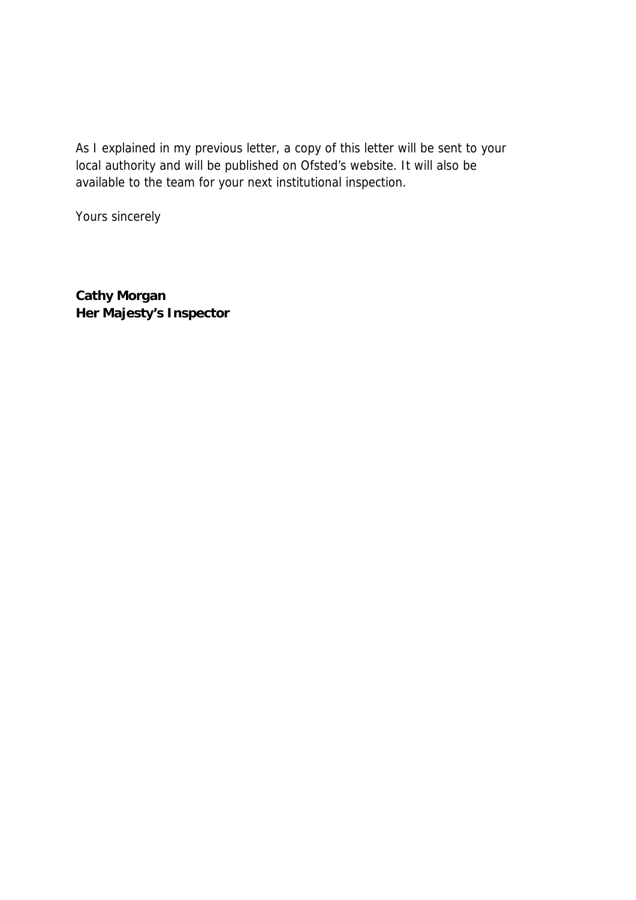As I explained in my previous letter, a copy of this letter will be sent to your local authority and will be published on Ofsted's website. It will also be available to the team for your next institutional inspection.

Yours sincerely

**Cathy Morgan**
**Her Majesty's Inspector**